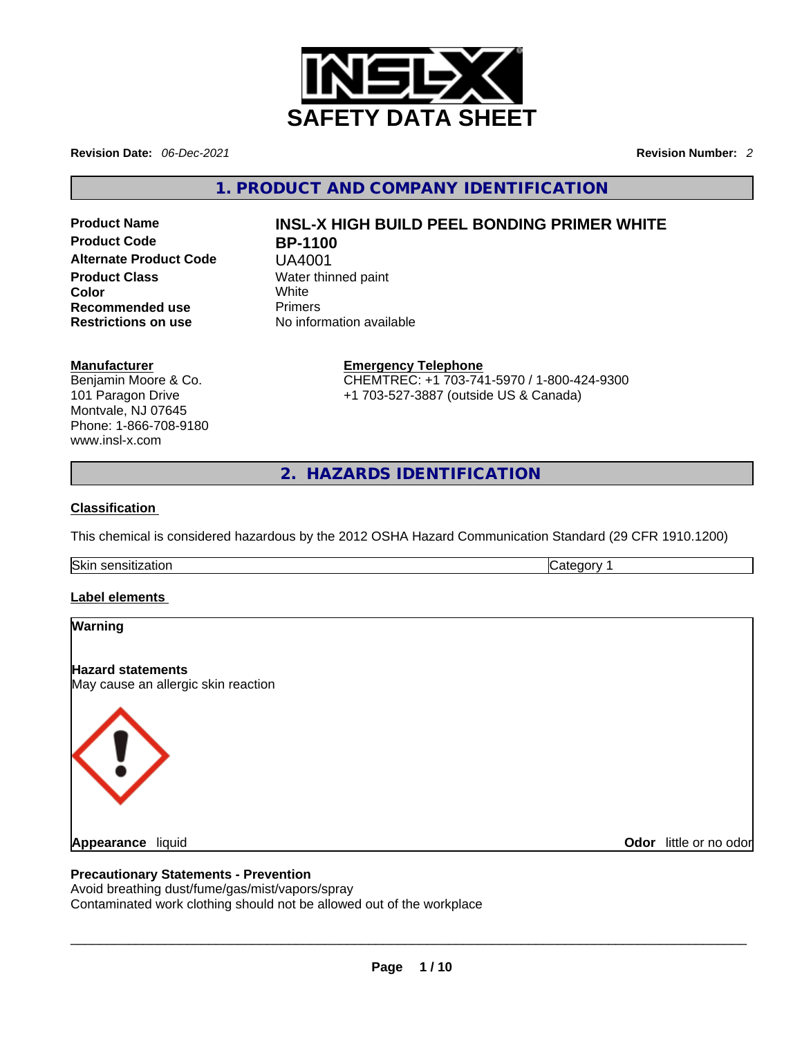# SAFETY DATA SHEET

**Revision Date:** *06-Dec-2021*

**Revision Number:** *2*

## 1. PRODUCT AND COMPANY IDENTIFICATION

| | |
|---|---|
| **Product Name** | **INSL-X HIGH BUILD PEEL BONDING PRIMER WHITE** |
| **Product Code** | **BP-1100** |
| **Alternate Product Code** | UA4001 |
| **Product Class** | Water thinned paint |
| **Color** | White |
| **Recommended use** | Primers |
| **Restrictions on use** | No information available |

**Manufacturer**
Benjamin Moore & Co.
101 Paragon Drive
Montvale, NJ 07645
Phone: 1-866-708-9180
www.insl-x.com

**Emergency Telephone**
CHEMTREC: +1 703-741-5970 / 1-800-424-9300
+1 703-527-3887 (outside US & Canada)

## 2. HAZARDS IDENTIFICATION

**Classification**

This chemical is considered hazardous by the 2012 OSHA Hazard Communication Standard (29 CFR 1910.1200)

| | |
|---|---|
| Skin sensitization | Category 1 |

**Label elements**

**Warning**

**Hazard statements**
May cause an allergic skin reaction

**Appearance** liquid

**Odor** little or no odor

**Precautionary Statements - Prevention**
Avoid breathing dust/fume/gas/mist/vapors/spray
Contaminated work clothing should not be allowed out of the workplace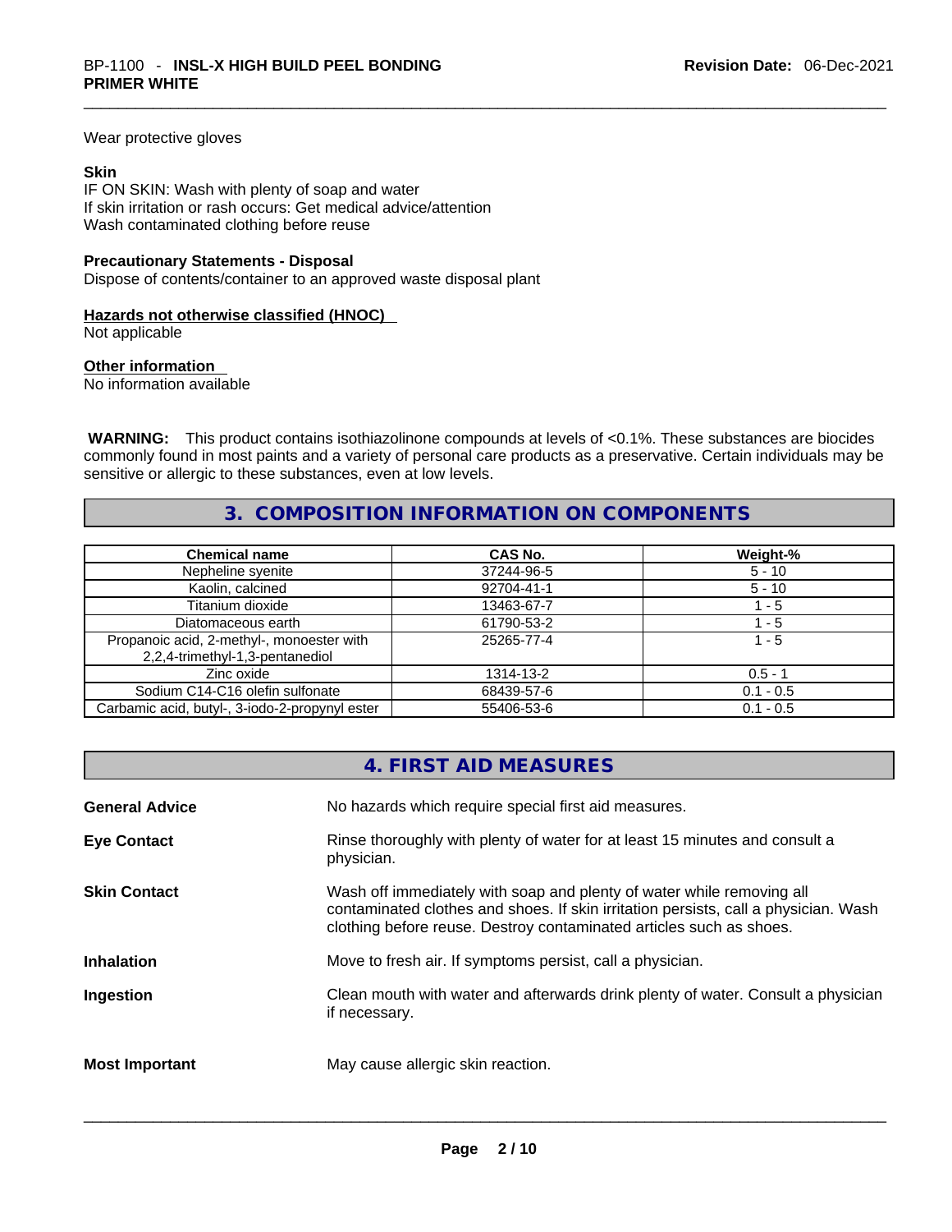Wear protective gloves

**Skin**
IF ON SKIN: Wash with plenty of soap and water
If skin irritation or rash occurs: Get medical advice/attention
Wash contaminated clothing before reuse

**Precautionary Statements - Disposal**
Dispose of contents/container to an approved waste disposal plant

**Hazards not otherwise classified (HNOC)**
Not applicable

**Other information**
No information available

**WARNING:** This product contains isothiazolinone compounds at levels of <0.1%. These substances are biocides commonly found in most paints and a variety of personal care products as a preservative. Certain individuals may be sensitive or allergic to these substances, even at low levels.

## 3. COMPOSITION INFORMATION ON COMPONENTS

| Chemical name | CAS No. | Weight-% |
|---|---|---|
| Nepheline syenite | 37244-96-5 | 5 - 10 |
| Kaolin, calcined | 92704-41-1 | 5 - 10 |
| Titanium dioxide | 13463-67-7 | 1 - 5 |
| Diatomaceous earth | 61790-53-2 | 1 - 5 |
| Propanoic acid, 2-methyl-, monoester with 2,2,4-trimethyl-1,3-pentanediol | 25265-77-4 | 1 - 5 |
| Zinc oxide | 1314-13-2 | 0.5 - 1 |
| Sodium C14-C16 olefin sulfonate | 68439-57-6 | 0.1 - 0.5 |
| Carbamic acid, butyl-, 3-iodo-2-propynyl ester | 55406-53-6 | 0.1 - 0.5 |

## 4. FIRST AID MEASURES

**General Advice** No hazards which require special first aid measures.

**Eye Contact** Rinse thoroughly with plenty of water for at least 15 minutes and consult a physician.

**Skin Contact** Wash off immediately with soap and plenty of water while removing all contaminated clothes and shoes. If skin irritation persists, call a physician. Wash clothing before reuse. Destroy contaminated articles such as shoes.

**Inhalation** Move to fresh air. If symptoms persist, call a physician.

**Ingestion** Clean mouth with water and afterwards drink plenty of water. Consult a physician if necessary.

**Most Important** May cause allergic skin reaction.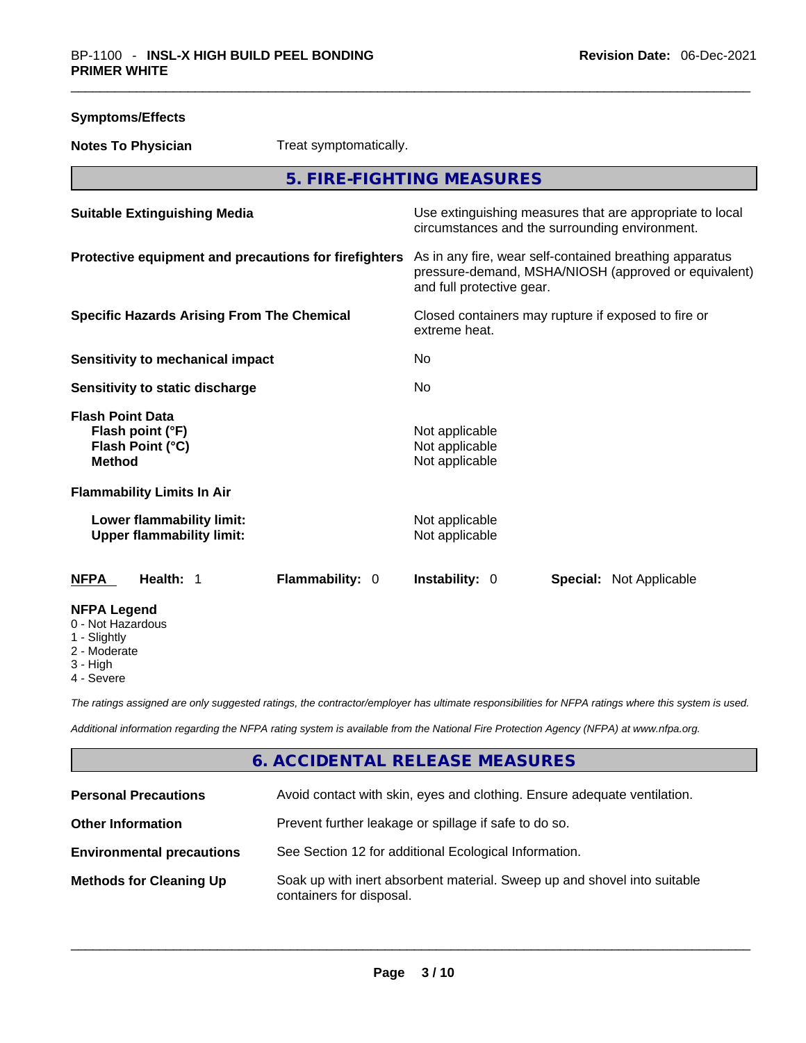**Symptoms/Effects**

| | |
|---|---|
| **Notes To Physician** | Treat symptomatically. |

## 5. FIRE-FIGHTING MEASURES

| | |
|---|---|
| **Suitable Extinguishing Media** | Use extinguishing measures that are appropriate to local circumstances and the surrounding environment. |
| **Protective equipment and precautions for firefighters** | As in any fire, wear self-contained breathing apparatus pressure-demand, MSHA/NIOSH (approved or equivalent) and full protective gear. |
| **Specific Hazards Arising From The Chemical** | Closed containers may rupture if exposed to fire or extreme heat. |
| **Sensitivity to mechanical impact** | No |
| **Sensitivity to static discharge** | No |

**Flash Point Data**

| | |
|---|---|
| **Flash point (°F)** | Not applicable |
| **Flash Point (°C)** | Not applicable |
| **Method** | Not applicable |

**Flammability Limits In Air**

| | |
|---|---|
| **Lower flammability limit:** | Not applicable |
| **Upper flammability limit:** | Not applicable |

| **NFPA** | **Health:** 1 | **Flammability:** 0 | **Instability:** 0 | **Special:** Not Applicable |
|---|---|---|---|---|

**NFPA Legend**
0 - Not Hazardous
1 - Slightly
2 - Moderate
3 - High
4 - Severe

*The ratings assigned are only suggested ratings, the contractor/employer has ultimate responsibilities for NFPA ratings where this system is used.*

*Additional information regarding the NFPA rating system is available from the National Fire Protection Agency (NFPA) at www.nfpa.org.*

## 6. ACCIDENTAL RELEASE MEASURES

| | |
|---|---|
| **Personal Precautions** | Avoid contact with skin, eyes and clothing. Ensure adequate ventilation. |
| **Other Information** | Prevent further leakage or spillage if safe to do so. |
| **Environmental precautions** | See Section 12 for additional Ecological Information. |
| **Methods for Cleaning Up** | Soak up with inert absorbent material. Sweep up and shovel into suitable containers for disposal. |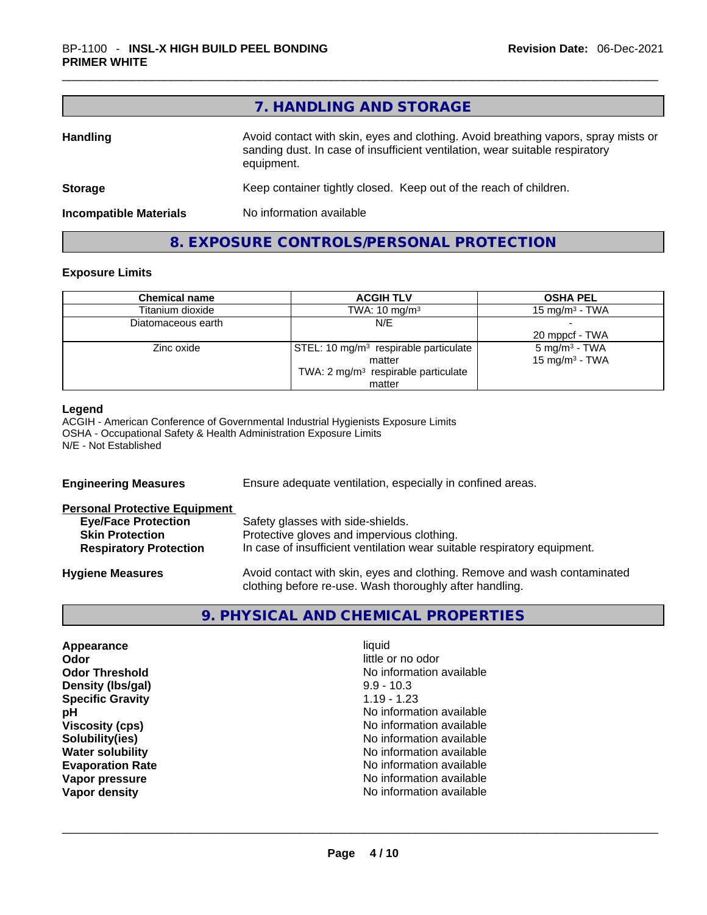## 7. HANDLING AND STORAGE

**Handling** Avoid contact with skin, eyes and clothing. Avoid breathing vapors, spray mists or sanding dust. In case of insufficient ventilation, wear suitable respiratory equipment.

**Storage** Keep container tightly closed. Keep out of the reach of children.

**Incompatible Materials** No information available

## 8. EXPOSURE CONTROLS/PERSONAL PROTECTION

### Exposure Limits

| Chemical name | ACGIH TLV | OSHA PEL |
|---|---|---|
| Titanium dioxide | TWA: 10 mg/m³ | 15 mg/m³ - TWA |
| Diatomaceous earth | N/E | -<br>20 mppcf - TWA |
| Zinc oxide | STEL: 10 mg/m³ respirable particulate matter<br>TWA: 2 mg/m³ respirable particulate matter | 5 mg/m³ - TWA<br>15 mg/m³ - TWA |

**Legend**
ACGIH - American Conference of Governmental Industrial Hygienists Exposure Limits
OSHA - Occupational Safety & Health Administration Exposure Limits
N/E - Not Established

**Engineering Measures** Ensure adequate ventilation, especially in confined areas.

**Personal Protective Equipment**

- **Eye/Face Protection** Safety glasses with side-shields.
- **Skin Protection** Protective gloves and impervious clothing.
- **Respiratory Protection** In case of insufficient ventilation wear suitable respiratory equipment.

**Hygiene Measures** Avoid contact with skin, eyes and clothing. Remove and wash contaminated clothing before re-use. Wash thoroughly after handling.

## 9. PHYSICAL AND CHEMICAL PROPERTIES

| | |
|---|---|
| **Appearance** | liquid |
| **Odor** | little or no odor |
| **Odor Threshold** | No information available |
| **Density (lbs/gal)** | 9.9 - 10.3 |
| **Specific Gravity** | 1.19 - 1.23 |
| **pH** | No information available |
| **Viscosity (cps)** | No information available |
| **Solubility(ies)** | No information available |
| **Water solubility** | No information available |
| **Evaporation Rate** | No information available |
| **Vapor pressure** | No information available |
| **Vapor density** | No information available |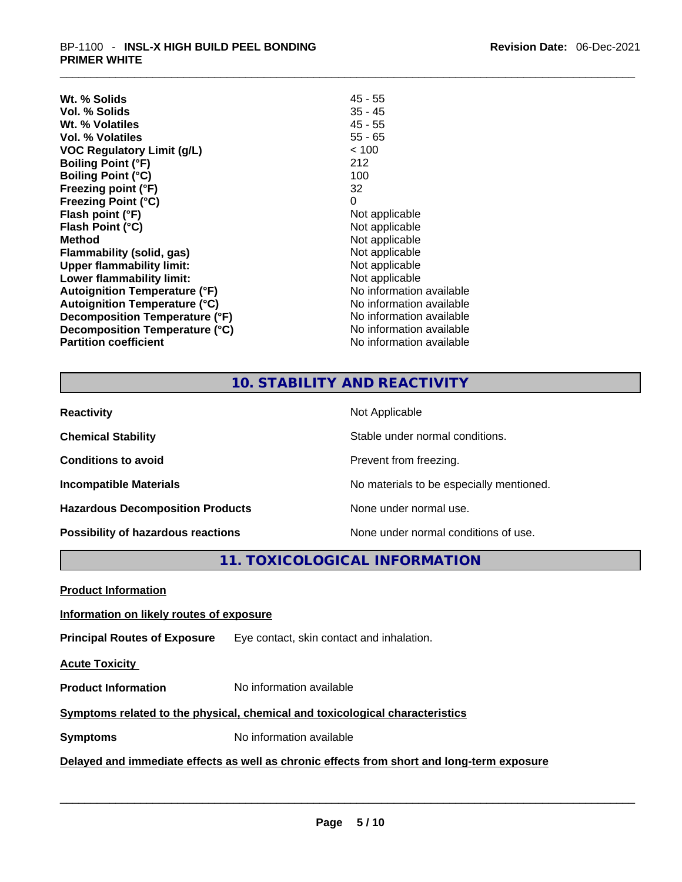| | |
|---|---|
| **Wt. % Solids** | 45 - 55 |
| **Vol. % Solids** | 35 - 45 |
| **Wt. % Volatiles** | 45 - 55 |
| **Vol. % Volatiles** | 55 - 65 |
| **VOC Regulatory Limit (g/L)** | < 100 |
| **Boiling Point (°F)** | 212 |
| **Boiling Point (°C)** | 100 |
| **Freezing point (°F)** | 32 |
| **Freezing Point (°C)** | 0 |
| **Flash point (°F)** | Not applicable |
| **Flash Point (°C)** | Not applicable |
| **Method** | Not applicable |
| **Flammability (solid, gas)** | Not applicable |
| **Upper flammability limit:** | Not applicable |
| **Lower flammability limit:** | Not applicable |
| **Autoignition Temperature (°F)** | No information available |
| **Autoignition Temperature (°C)** | No information available |
| **Decomposition Temperature (°F)** | No information available |
| **Decomposition Temperature (°C)** | No information available |
| **Partition coefficient** | No information available |

## 10. STABILITY AND REACTIVITY

| | |
|---|---|
| **Reactivity** | Not Applicable |
| **Chemical Stability** | Stable under normal conditions. |
| **Conditions to avoid** | Prevent from freezing. |
| **Incompatible Materials** | No materials to be especially mentioned. |
| **Hazardous Decomposition Products** | None under normal use. |
| **Possibility of hazardous reactions** | None under normal conditions of use. |

## 11. TOXICOLOGICAL INFORMATION

**Product Information**

**Information on likely routes of exposure**

**Principal Routes of Exposure** Eye contact, skin contact and inhalation.

**Acute Toxicity**

**Product Information** No information available

**Symptoms related to the physical, chemical and toxicological characteristics**

**Symptoms** No information available

**Delayed and immediate effects as well as chronic effects from short and long-term exposure**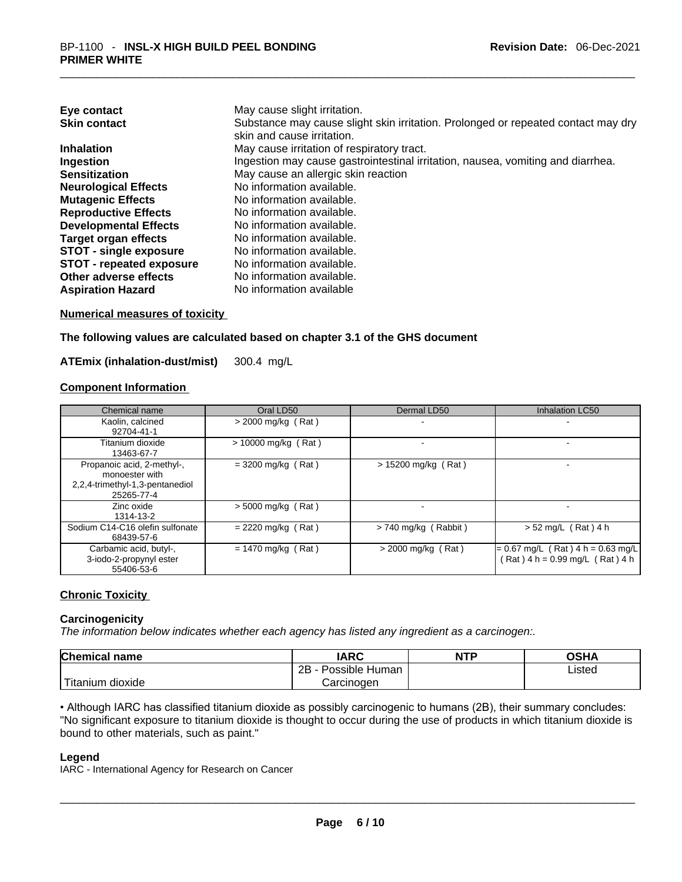| | |
|---|---|
| **Eye contact** | May cause slight irritation. |
| **Skin contact** | Substance may cause slight skin irritation. Prolonged or repeated contact may dry skin and cause irritation. |
| **Inhalation** | May cause irritation of respiratory tract. |
| **Ingestion** | Ingestion may cause gastrointestinal irritation, nausea, vomiting and diarrhea. |
| **Sensitization** | May cause an allergic skin reaction |
| **Neurological Effects** | No information available. |
| **Mutagenic Effects** | No information available. |
| **Reproductive Effects** | No information available. |
| **Developmental Effects** | No information available. |
| **Target organ effects** | No information available. |
| **STOT - single exposure** | No information available. |
| **STOT - repeated exposure** | No information available. |
| **Other adverse effects** | No information available. |
| **Aspiration Hazard** | No information available |

**Numerical measures of toxicity**

**The following values are calculated based on chapter 3.1 of the GHS document**

**ATEmix (inhalation-dust/mist)** 300.4 mg/L

**Component Information**

| Chemical name | Oral LD50 | Dermal LD50 | Inhalation LC50 |
|---|---|---|---|
| Kaolin, calcined<br>92704-41-1 | > 2000 mg/kg ( Rat ) | - | - |
| Titanium dioxide<br>13463-67-7 | > 10000 mg/kg ( Rat ) | - | - |
| Propanoic acid, 2-methyl-, monoester with 2,2,4-trimethyl-1,3-pentanediol<br>25265-77-4 | = 3200 mg/kg ( Rat ) | > 15200 mg/kg ( Rat ) | - |
| Zinc oxide<br>1314-13-2 | > 5000 mg/kg ( Rat ) | - | - |
| Sodium C14-C16 olefin sulfonate<br>68439-57-6 | = 2220 mg/kg ( Rat ) | > 740 mg/kg ( Rabbit ) | > 52 mg/L ( Rat ) 4 h |
| Carbamic acid, butyl-, 3-iodo-2-propynyl ester<br>55406-53-6 | = 1470 mg/kg ( Rat ) | > 2000 mg/kg ( Rat ) | = 0.67 mg/L ( Rat ) 4 h = 0.63 mg/L ( Rat ) 4 h = 0.99 mg/L ( Rat ) 4 h |

**Chronic Toxicity**

**Carcinogenicity**

*The information below indicates whether each agency has listed any ingredient as a carcinogen:.*

| Chemical name | IARC | NTP | OSHA |
|---|---|---|---|
| Titanium dioxide | 2B - Possible Human Carcinogen | | Listed |

• Although IARC has classified titanium dioxide as possibly carcinogenic to humans (2B), their summary concludes: "No significant exposure to titanium dioxide is thought to occur during the use of products in which titanium dioxide is bound to other materials, such as paint."

**Legend**

IARC - International Agency for Research on Cancer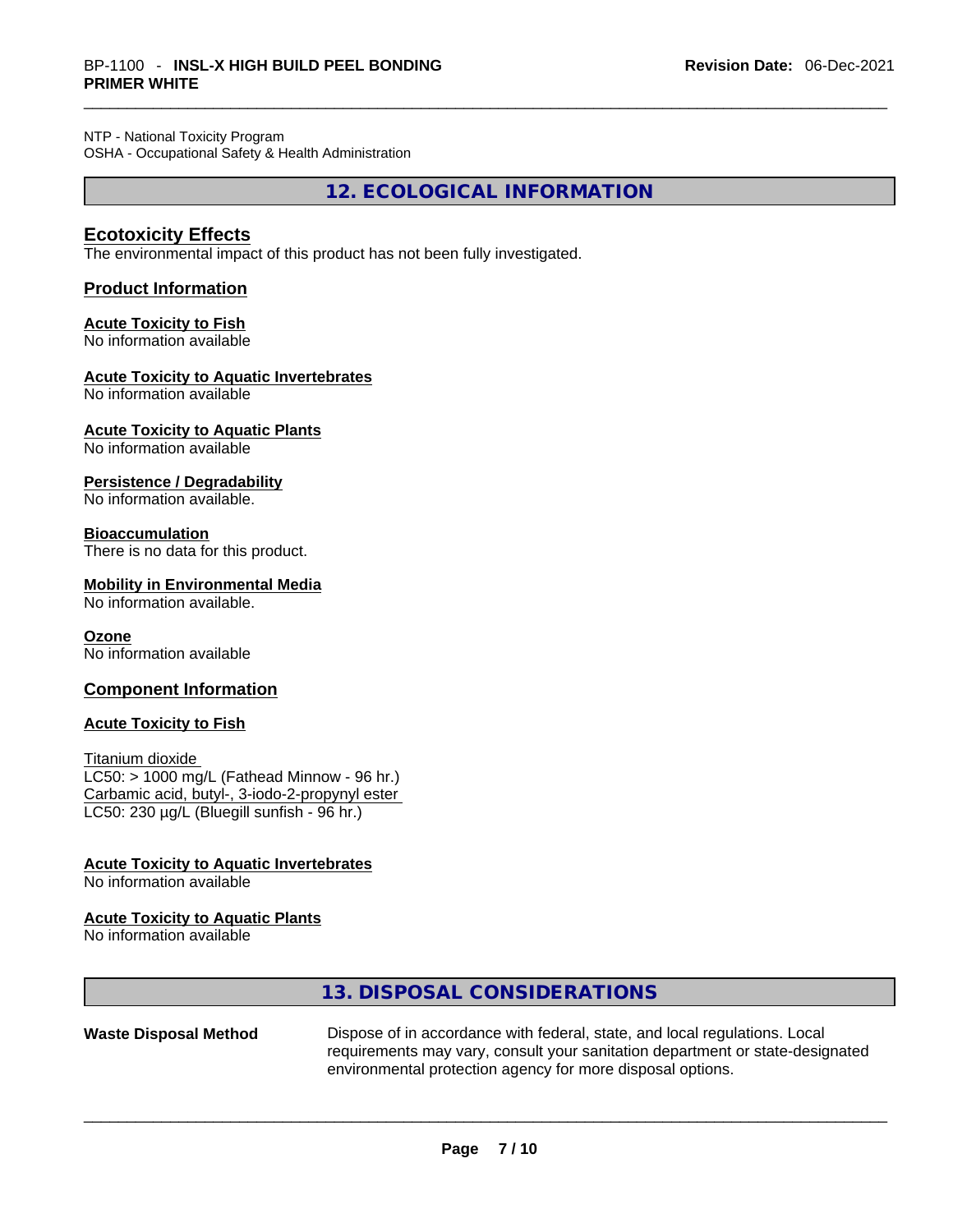NTP - National Toxicity Program
OSHA - Occupational Safety & Health Administration

## 12. ECOLOGICAL INFORMATION

### Ecotoxicity Effects

The environmental impact of this product has not been fully investigated.

### Product Information

**Acute Toxicity to Fish**
No information available

**Acute Toxicity to Aquatic Invertebrates**
No information available

**Acute Toxicity to Aquatic Plants**
No information available

**Persistence / Degradability**
No information available.

**Bioaccumulation**
There is no data for this product.

**Mobility in Environmental Media**
No information available.

**Ozone**
No information available

### Component Information

**Acute Toxicity to Fish**

Titanium dioxide
LC50: > 1000 mg/L (Fathead Minnow - 96 hr.)
Carbamic acid, butyl-, 3-iodo-2-propynyl ester
LC50: 230 µg/L (Bluegill sunfish - 96 hr.)

**Acute Toxicity to Aquatic Invertebrates**
No information available

**Acute Toxicity to Aquatic Plants**
No information available

## 13. DISPOSAL CONSIDERATIONS

**Waste Disposal Method** Dispose of in accordance with federal, state, and local regulations. Local requirements may vary, consult your sanitation department or state-designated environmental protection agency for more disposal options.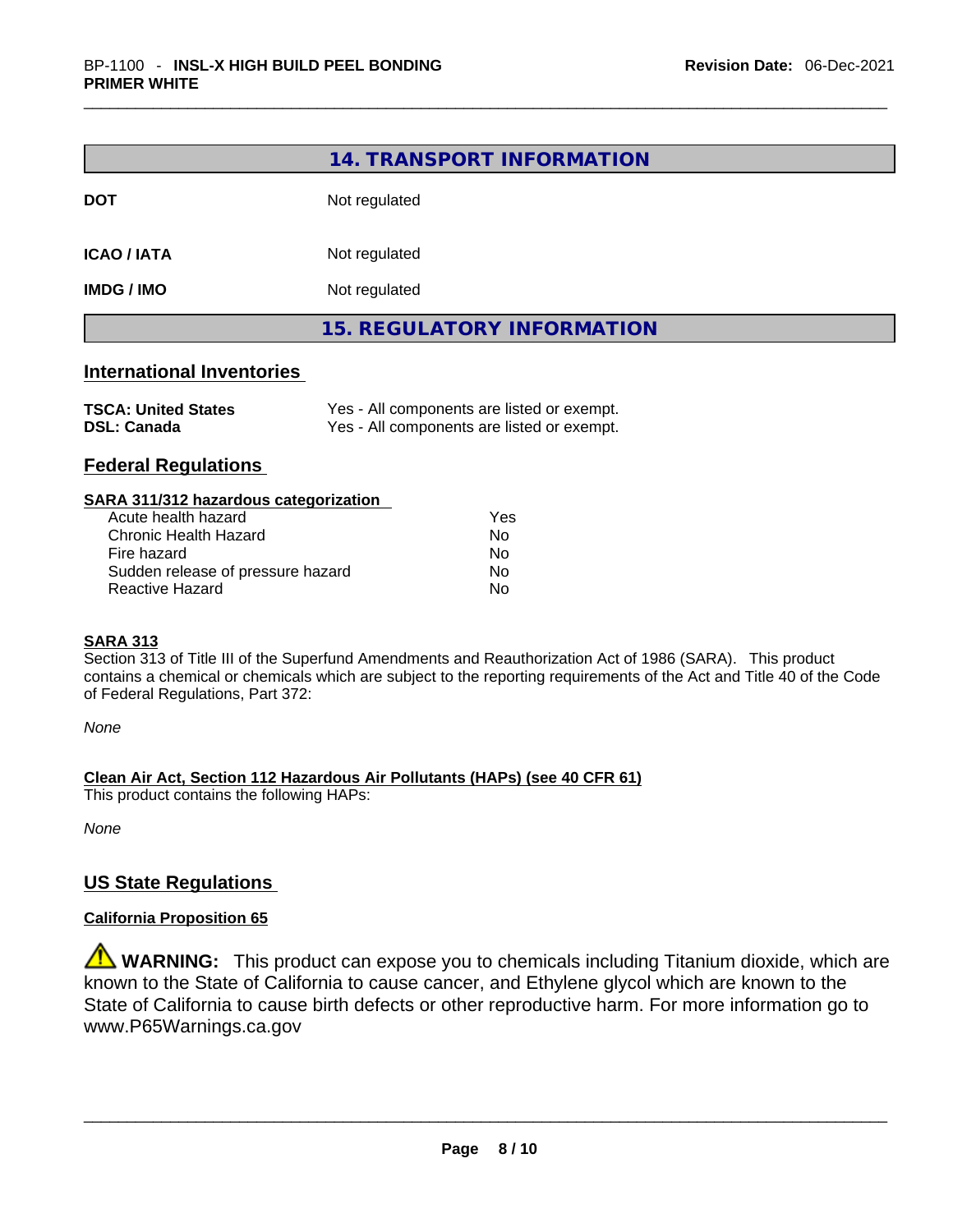## 14. TRANSPORT INFORMATION

| | |
|---|---|
| **DOT** | Not regulated |
| **ICAO / IATA** | Not regulated |
| **IMDG / IMO** | Not regulated |

## 15. REGULATORY INFORMATION

### International Inventories

| | |
|---|---|
| **TSCA: United States** | Yes - All components are listed or exempt. |
| **DSL: Canada** | Yes - All components are listed or exempt. |

### Federal Regulations

**SARA 311/312 hazardous categorization**

| | |
|---|---|
| Acute health hazard | Yes |
| Chronic Health Hazard | No |
| Fire hazard | No |
| Sudden release of pressure hazard | No |
| Reactive Hazard | No |

**SARA 313**

Section 313 of Title III of the Superfund Amendments and Reauthorization Act of 1986 (SARA). This product contains a chemical or chemicals which are subject to the reporting requirements of the Act and Title 40 of the Code of Federal Regulations, Part 372:

*None*

**Clean Air Act, Section 112 Hazardous Air Pollutants (HAPs) (see 40 CFR 61)**

This product contains the following HAPs:

*None*

### US State Regulations

**California Proposition 65**

⚠ **WARNING:** This product can expose you to chemicals including Titanium dioxide, which are known to the State of California to cause cancer, and Ethylene glycol which are known to the State of California to cause birth defects or other reproductive harm. For more information go to www.P65Warnings.ca.gov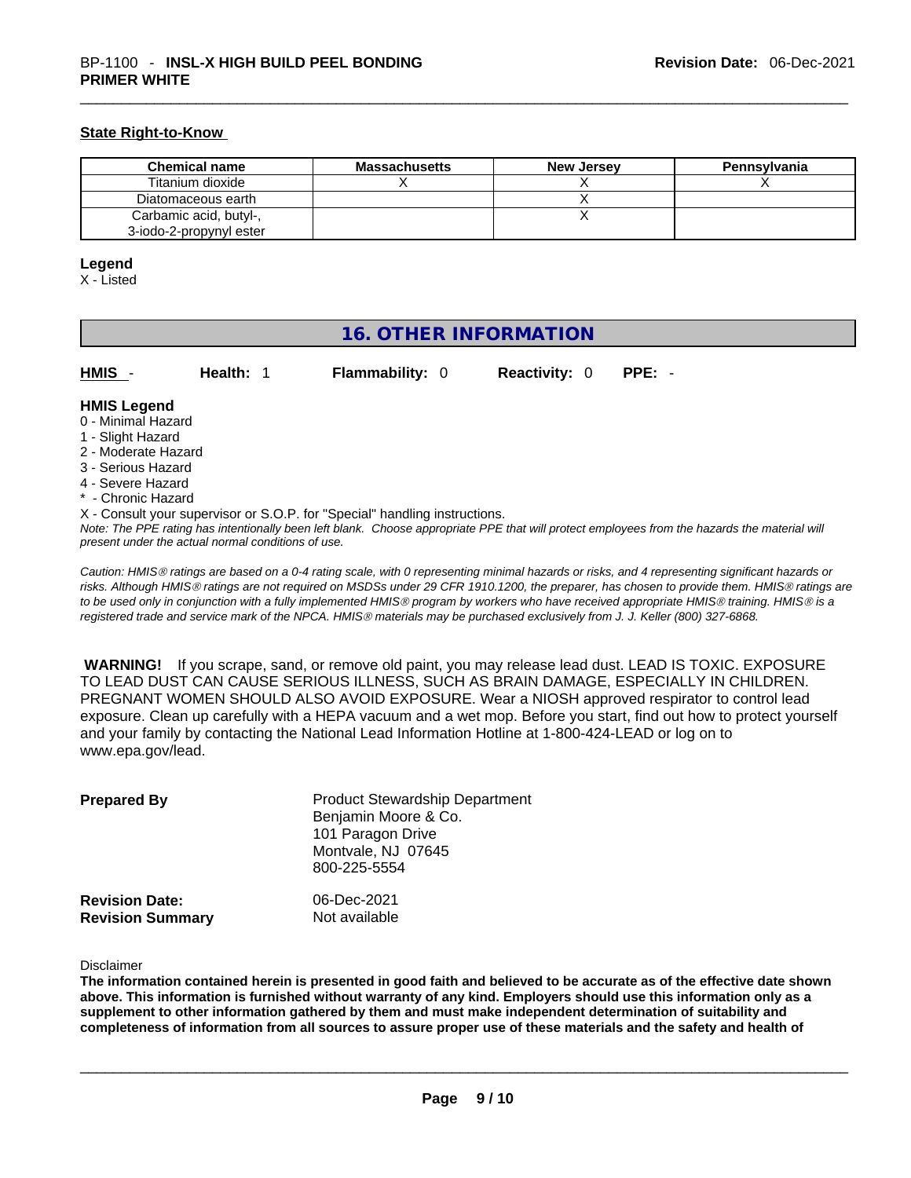#### State Right-to-Know

| Chemical name | Massachusetts | New Jersey | Pennsylvania |
|---|---|---|---|
| Titanium dioxide | X | X | X |
| Diatomaceous earth | | X | |
| Carbamic acid, butyl-, 3-iodo-2-propynyl ester | | X | |

**Legend**
X - Listed

## 16. OTHER INFORMATION

**HMIS** - **Health:** 1 **Flammability:** 0 **Reactivity:** 0 **PPE:** -

**HMIS Legend**
0 - Minimal Hazard
1 - Slight Hazard
2 - Moderate Hazard
3 - Serious Hazard
4 - Severe Hazard
* - Chronic Hazard
X - Consult your supervisor or S.O.P. for "Special" handling instructions.

*Note: The PPE rating has intentionally been left blank. Choose appropriate PPE that will protect employees from the hazards the material will present under the actual normal conditions of use.*

*Caution: HMIS® ratings are based on a 0-4 rating scale, with 0 representing minimal hazards or risks, and 4 representing significant hazards or risks. Although HMIS® ratings are not required on MSDSs under 29 CFR 1910.1200, the preparer, has chosen to provide them. HMIS® ratings are to be used only in conjunction with a fully implemented HMIS® program by workers who have received appropriate HMIS® training. HMIS® is a registered trade and service mark of the NPCA. HMIS® materials may be purchased exclusively from J. J. Keller (800) 327-6868.*

**WARNING!** If you scrape, sand, or remove old paint, you may release lead dust. LEAD IS TOXIC. EXPOSURE TO LEAD DUST CAN CAUSE SERIOUS ILLNESS, SUCH AS BRAIN DAMAGE, ESPECIALLY IN CHILDREN. PREGNANT WOMEN SHOULD ALSO AVOID EXPOSURE. Wear a NIOSH approved respirator to control lead exposure. Clean up carefully with a HEPA vacuum and a wet mop. Before you start, find out how to protect yourself and your family by contacting the National Lead Information Hotline at 1-800-424-LEAD or log on to www.epa.gov/lead.

**Prepared By**
Product Stewardship Department
Benjamin Moore & Co.
101 Paragon Drive
Montvale, NJ 07645
800-225-5554

**Revision Date:** 06-Dec-2021
**Revision Summary** Not available

Disclaimer

**The information contained herein is presented in good faith and believed to be accurate as of the effective date shown above. This information is furnished without warranty of any kind. Employers should use this information only as a supplement to other information gathered by them and must make independent determination of suitability and completeness of information from all sources to assure proper use of these materials and the safety and health of**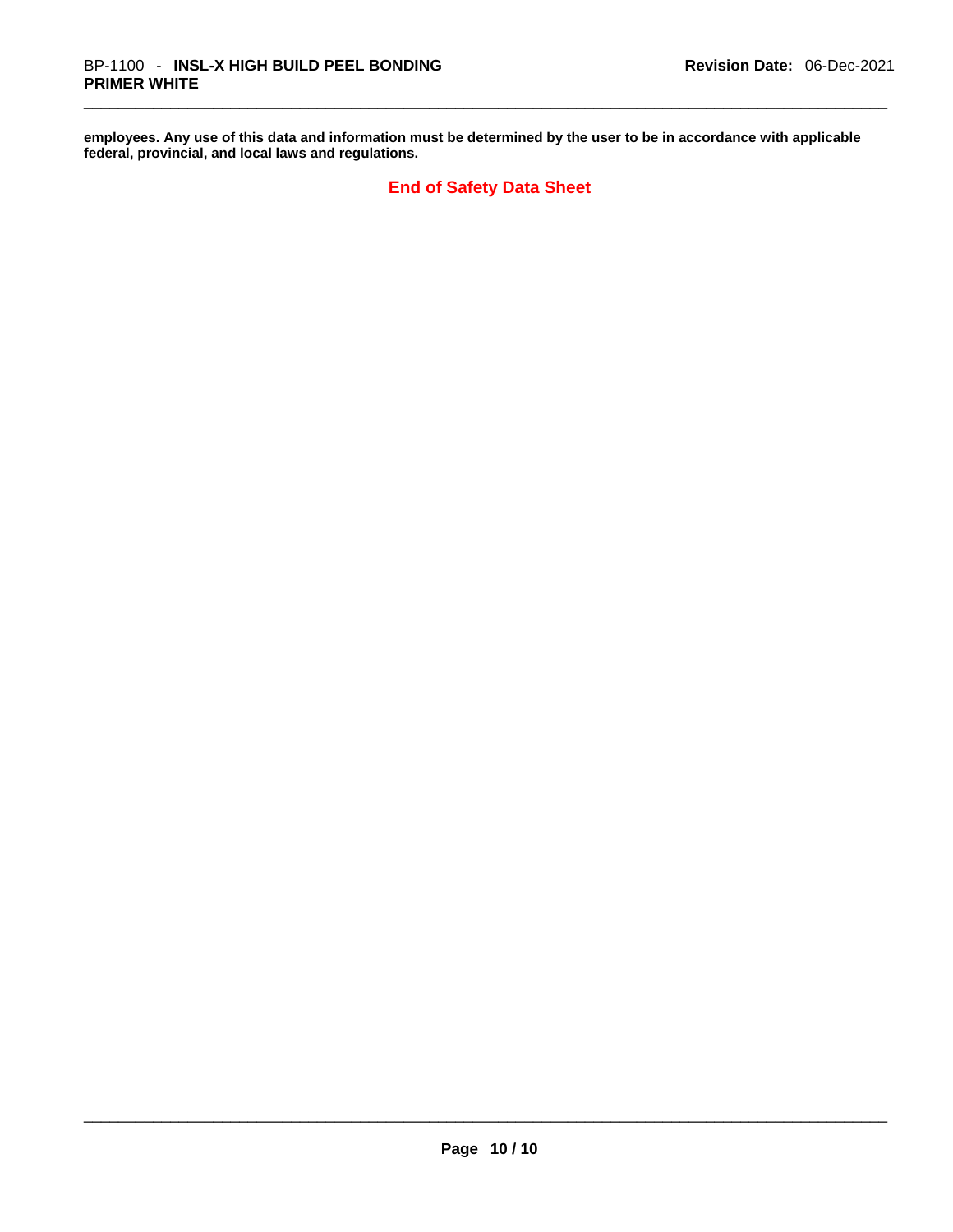**employees. Any use of this data and information must be determined by the user to be in accordance with applicable federal, provincial, and local laws and regulations.**

**End of Safety Data Sheet**